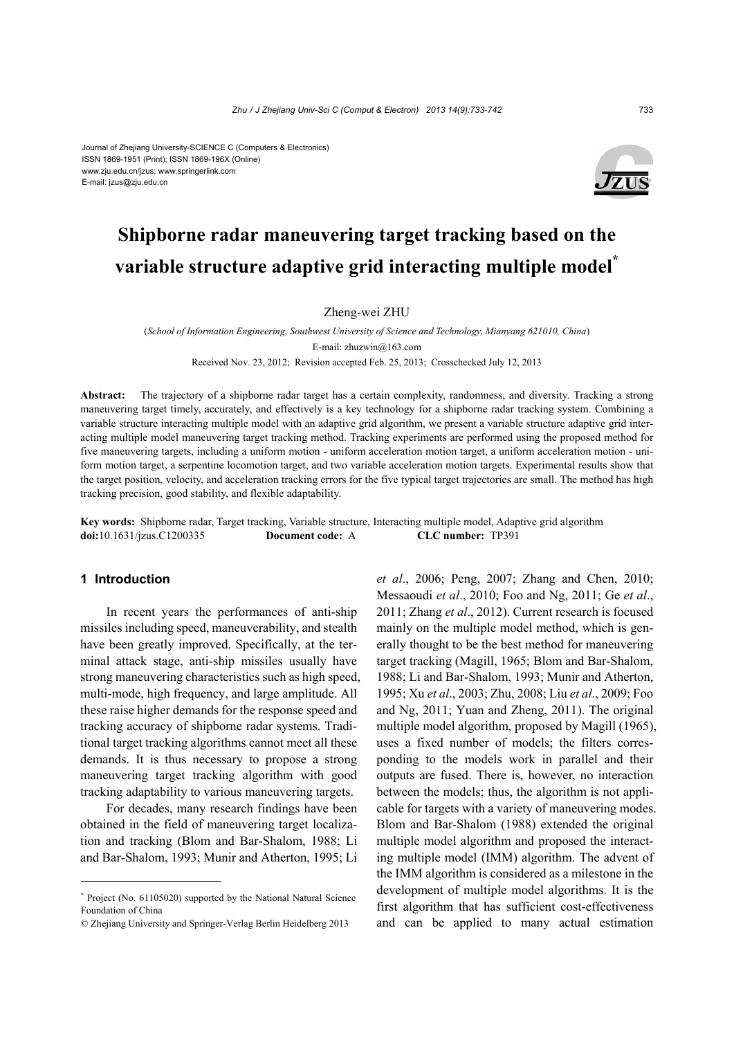Journal of Zhejiang University-SCIENCE C (Computers & Electronics)
ISSN 1869-1951 (Print); ISSN 1869-196X (Online)
www.zju.edu.cn/jzus; www.springerlink.com
E-mail: jzus@zju.edu.cn

# Shipborne radar maneuvering target tracking based on the variable structure adaptive grid interacting multiple model*

Zheng-wei ZHU

(*School of Information Engineering, Southwest University of Science and Technology, Mianyang 621010, China*)

E-mail: zhuzwin@163.com

Received Nov. 23, 2012; Revision accepted Feb. 25, 2013; Crosschecked July 12, 2013

**Abstract:** The trajectory of a shipborne radar target has a certain complexity, randomness, and diversity. Tracking a strong maneuvering target timely, accurately, and effectively is a key technology for a shipborne radar tracking system. Combining a variable structure interacting multiple model with an adaptive grid algorithm, we present a variable structure adaptive grid interacting multiple model maneuvering target tracking method. Tracking experiments are performed using the proposed method for five maneuvering targets, including a uniform motion - uniform acceleration motion target, a uniform acceleration motion - uniform motion target, a serpentine locomotion target, and two variable acceleration motion targets. Experimental results show that the target position, velocity, and acceleration tracking errors for the five typical target trajectories are small. The method has high tracking precision, good stability, and flexible adaptability.

**Key words:** Shipborne radar, Target tracking, Variable structure, Interacting multiple model, Adaptive grid algorithm
**doi:**10.1631/jzus.C1200335 **Document code:** A **CLC number:** TP391

## 1 Introduction

In recent years the performances of anti-ship missiles including speed, maneuverability, and stealth have been greatly improved. Specifically, at the terminal attack stage, anti-ship missiles usually have strong maneuvering characteristics such as high speed, multi-mode, high frequency, and large amplitude. All these raise higher demands for the response speed and tracking accuracy of shipborne radar systems. Traditional target tracking algorithms cannot meet all these demands. It is thus necessary to propose a strong maneuvering target tracking algorithm with good tracking adaptability to various maneuvering targets.

For decades, many research findings have been obtained in the field of maneuvering target localization and tracking (Blom and Bar-Shalom, 1988; Li and Bar-Shalom, 1993; Munir and Atherton, 1995; Li *et al*., 2006; Peng, 2007; Zhang and Chen, 2010; Messaoudi *et al*., 2010; Foo and Ng, 2011; Ge *et al*., 2011; Zhang *et al*., 2012). Current research is focused mainly on the multiple model method, which is generally thought to be the best method for maneuvering target tracking (Magill, 1965; Blom and Bar-Shalom, 1988; Li and Bar-Shalom, 1993; Munir and Atherton, 1995; Xu *et al*., 2003; Zhu, 2008; Liu *et al*., 2009; Foo and Ng, 2011; Yuan and Zheng, 2011). The original multiple model algorithm, proposed by Magill (1965), uses a fixed number of models; the filters corresponding to the models work in parallel and their outputs are fused. There is, however, no interaction between the models; thus, the algorithm is not applicable for targets with a variety of maneuvering modes. Blom and Bar-Shalom (1988) extended the original multiple model algorithm and proposed the interacting multiple model (IMM) algorithm. The advent of the IMM algorithm is considered as a milestone in the development of multiple model algorithms. It is the first algorithm that has sufficient cost-effectiveness and can be applied to many actual estimation

---

* Project (No. 61105020) supported by the National Natural Science Foundation of China

© Zhejiang University and Springer-Verlag Berlin Heidelberg 2013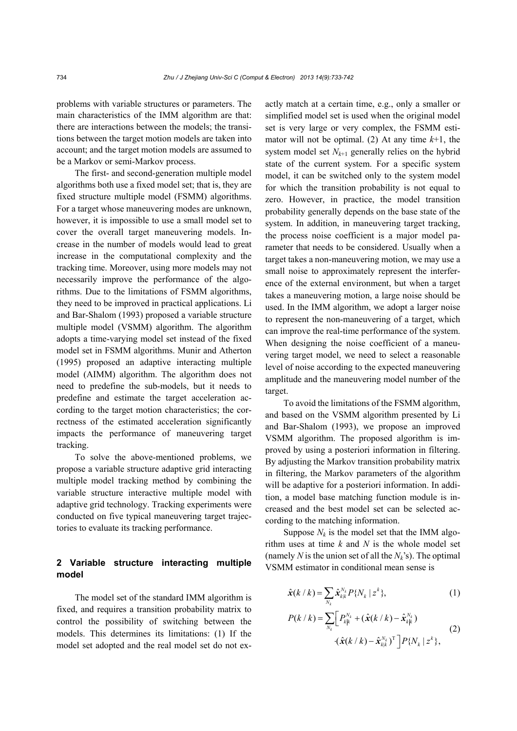problems with variable structures or parameters. The main characteristics of the IMM algorithm are that: there are interactions between the models; the transitions between the target motion models are taken into account; and the target motion models are assumed to be a Markov or semi-Markov process.

The first- and second-generation multiple model algorithms both use a fixed model set; that is, they are fixed structure multiple model (FSMM) algorithms. For a target whose maneuvering modes are unknown, however, it is impossible to use a small model set to cover the overall target maneuvering models. Increase in the number of models would lead to great increase in the computational complexity and the tracking time. Moreover, using more models may not necessarily improve the performance of the algorithms. Due to the limitations of FSMM algorithms, they need to be improved in practical applications. Li and Bar-Shalom (1993) proposed a variable structure multiple model (VSMM) algorithm. The algorithm adopts a time-varying model set instead of the fixed model set in FSMM algorithms. Munir and Atherton (1995) proposed an adaptive interacting multiple model (AIMM) algorithm. The algorithm does not need to predefine the sub-models, but it needs to predefine and estimate the target acceleration according to the target motion characteristics; the correctness of the estimated acceleration significantly impacts the performance of maneuvering target tracking.

To solve the above-mentioned problems, we propose a variable structure adaptive grid interacting multiple model tracking method by combining the variable structure interactive multiple model with adaptive grid technology. Tracking experiments were conducted on five typical maneuvering target trajectories to evaluate its tracking performance.

## 2 Variable structure interacting multiple model

The model set of the standard IMM algorithm is fixed, and requires a transition probability matrix to control the possibility of switching between the models. This determines its limitations: (1) If the model set adopted and the real model set do not exactly match at a certain time, e.g., only a smaller or simplified model set is used when the original model set is very large or very complex, the FSMM estimator will not be optimal. (2) At any time $k$+1, the system model set $N_{k+1}$ generally relies on the hybrid state of the current system. For a specific system model, it can be switched only to the system model for which the transition probability is not equal to zero. However, in practice, the model transition probability generally depends on the base state of the system. In addition, in maneuvering target tracking, the process noise coefficient is a major model parameter that needs to be considered. Usually when a target takes a non-maneuvering motion, we may use a small noise to approximately represent the interference of the external environment, but when a target takes a maneuvering motion, a large noise should be used. In the IMM algorithm, we adopt a larger noise to represent the non-maneuvering of a target, which can improve the real-time performance of the system. When designing the noise coefficient of a maneuvering target model, we need to select a reasonable level of noise according to the expected maneuvering amplitude and the maneuvering model number of the target.

To avoid the limitations of the FSMM algorithm, and based on the VSMM algorithm presented by Li and Bar-Shalom (1993), we propose an improved VSMM algorithm. The proposed algorithm is improved by using a posteriori information in filtering. By adjusting the Markov transition probability matrix in filtering, the Markov parameters of the algorithm will be adaptive for a posteriori information. In addition, a model base matching function module is increased and the best model set can be selected according to the matching information.

Suppose $N_k$ is the model set that the IMM algorithm uses at time $k$ and $N$ is the whole model set (namely $N$ is the union set of all the $N_k$'s). The optimal VSMM estimator in conditional mean sense is

$$\hat{\boldsymbol{x}}(k/k)=\sum_{N_k}\hat{\boldsymbol{x}}_{k|k}^{N_k}P\{N_k\mid z^k\},\tag{1}$$

$$P(k/k)=\sum_{N_k}\Big[P_{k|k}^{N_k}+(\hat{\boldsymbol{x}}(k/k)-\hat{\boldsymbol{x}}_{k|k}^{N_k})\cdot(\hat{\boldsymbol{x}}(k/k)-\hat{\boldsymbol{x}}_{k|k}^{N_k})^{\mathrm{T}}\Big]P\{N_k\mid z^k\},\tag{2}$$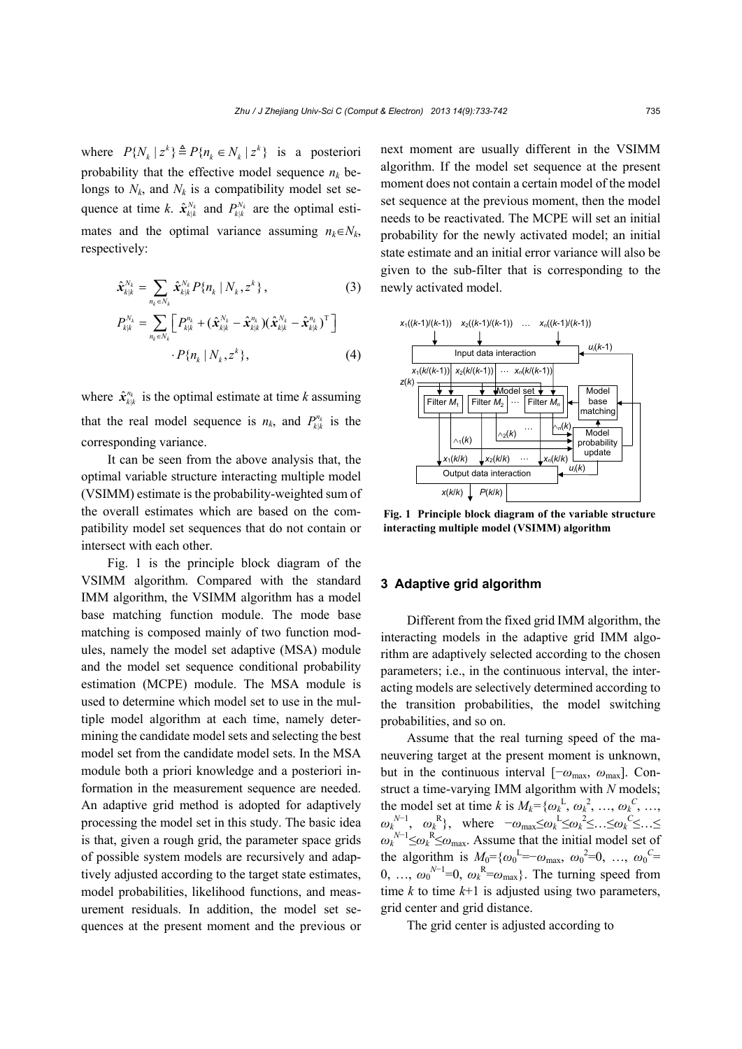where $P\{N_k \mid z^k\} \triangleq P\{n_k \in N_k \mid z^k\}$ is a posteriori probability that the effective model sequence $n_k$ belongs to $N_k$, and $N_k$ is a compatibility model set sequence at time $k$. $\hat{\boldsymbol{x}}_{k|k}^{N_k}$ and $P_{k|k}^{N_k}$ are the optimal estimates and the optimal variance assuming $n_k \in N_k$, respectively:

$$\hat{\boldsymbol{x}}_{k|k}^{N_k} = \sum_{n_k \in N_k} \hat{\boldsymbol{x}}_{k|k}^{N_k} P\{n_k \mid N_k, z^k\}, \tag{3}$$

$$P_{k|k}^{N_k} = \sum_{n_k \in N_k} \left[ P_{k|k}^{n_k} + (\hat{\boldsymbol{x}}_{k|k}^{N_k} - \hat{\boldsymbol{x}}_{k|k}^{n_k})(\hat{\boldsymbol{x}}_{k|k}^{N_k} - \hat{\boldsymbol{x}}_{k|k}^{n_k})^{\mathrm{T}} \right] \cdot P\{n_k \mid N_k, z^k\}, \tag{4}$$

where $\hat{\boldsymbol{x}}_{k|k}^{n_k}$ is the optimal estimate at time $k$ assuming that the real model sequence is $n_k$, and $P_{k|k}^{n_k}$ is the corresponding variance.

It can be seen from the above analysis that, the optimal variable structure interacting multiple model (VSIMM) estimate is the probability-weighted sum of the overall estimates which are based on the compatibility model set sequences that do not contain or intersect with each other.

Fig. 1 is the principle block diagram of the VSIMM algorithm. Compared with the standard IMM algorithm, the VSIMM algorithm has a model base matching function module. The mode base matching is composed mainly of two function modules, namely the model set adaptive (MSA) module and the model set sequence conditional probability estimation (MCPE) module. The MSA module is used to determine which model set to use in the multiple model algorithm at each time, namely determining the candidate model sets and selecting the best model set from the candidate model sets. In the MSA module both a priori knowledge and a posteriori information in the measurement sequence are needed. An adaptive grid method is adopted for adaptively processing the model set in this study. The basic idea is that, given a rough grid, the parameter space grids of possible system models are recursively and adaptively adjusted according to the target state estimates, model probabilities, likelihood functions, and measurement residuals. In addition, the model set sequences at the present moment and the previous or next moment are usually different in the VSIMM algorithm. If the model set sequence at the present moment does not contain a certain model of the model set sequence at the previous moment, then the model needs to be reactivated. The MCPE will set an initial probability for the newly activated model; an initial state estimate and an initial error variance will also be given to the sub-filter that is corresponding to the newly activated model.

**Fig. 1 Principle block diagram of the variable structure interacting multiple model (VSIMM) algorithm**

## 3 Adaptive grid algorithm

Different from the fixed grid IMM algorithm, the interacting models in the adaptive grid IMM algorithm are adaptively selected according to the chosen parameters; i.e., in the continuous interval, the interacting models are selectively determined according to the transition probabilities, the model switching probabilities, and so on.

Assume that the real turning speed of the maneuvering target at the present moment is unknown, but in the continuous interval $[-\omega_{\max}, \omega_{\max}]$. Construct a time-varying IMM algorithm with $N$ models; the model set at time $k$ is $M_k=\{\omega_k^{\mathrm{L}}, \omega_k^2, \ldots, \omega_k^C, \ldots, \omega_k^{N-1}, \omega_k^{\mathrm{R}}\}$, where $-\omega_{\max} \le \omega_k^{\mathrm{L}} \le \omega_k^2 \le \ldots \le \omega_k^C \le \ldots \le \omega_k^{N-1} \le \omega_k^{\mathrm{R}} \le \omega_{\max}$. Assume that the initial model set of the algorithm is $M_0=\{\omega_0^{\mathrm{L}}=-\omega_{\max}, \omega_0^2=0, \ldots, \omega_0^C=0, \ldots, \omega_0^{N-1}=0, \omega_k^{\mathrm{R}}=\omega_{\max}\}$. The turning speed from time $k$ to time $k$+1 is adjusted using two parameters, grid center and grid distance.

The grid center is adjusted according to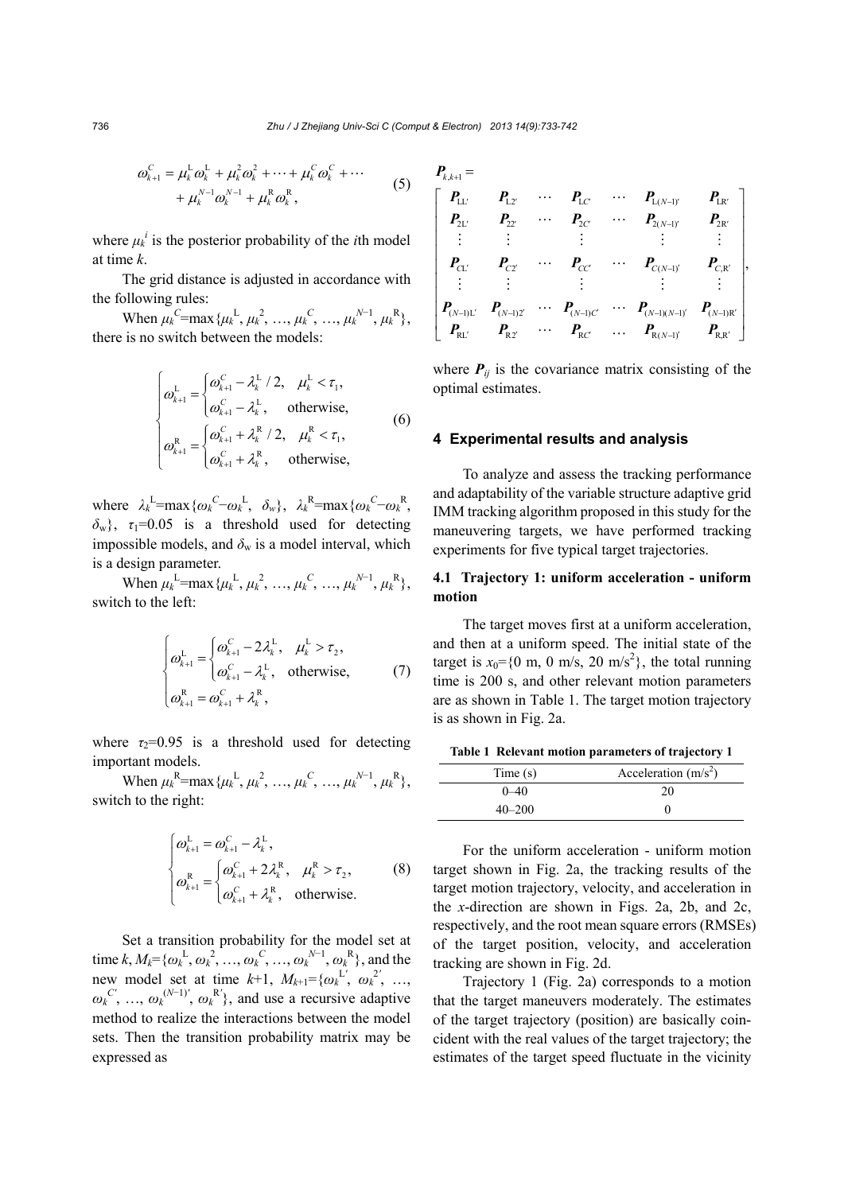$$\omega_{k+1}^{C} = \mu_k^{\mathrm{L}} \omega_k^{\mathrm{L}} + \mu_k^2 \omega_k^2 + \cdots + \mu_k^C \omega_k^C + \cdots + \mu_k^{N-1} \omega_k^{N-1} + \mu_k^{\mathrm{R}} \omega_k^{\mathrm{R}}, \tag{5}$$

where $\mu_k^i$ is the posterior probability of the $i$th model at time $k$.

The grid distance is adjusted in accordance with the following rules:

When $\mu_k^C = \max\{\mu_k^{\mathrm{L}}, \mu_k^2, \ldots, \mu_k^C, \ldots, \mu_k^{N-1}, \mu_k^{\mathrm{R}}\}$, there is no switch between the models:

$$\begin{cases} \omega_{k+1}^{\mathrm{L}} = \begin{cases} \omega_{k+1}^{C} - \lambda_k^{\mathrm{L}}/2, & \mu_k^{\mathrm{L}} < \tau_1, \\ \omega_{k+1}^{C} - \lambda_k^{\mathrm{L}}, & \text{otherwise}, \end{cases} \\ \omega_{k+1}^{\mathrm{R}} = \begin{cases} \omega_{k+1}^{C} + \lambda_k^{\mathrm{R}}/2, & \mu_k^{\mathrm{R}} < \tau_1, \\ \omega_{k+1}^{C} + \lambda_k^{\mathrm{R}}, & \text{otherwise}, \end{cases} \end{cases} \tag{6}$$

where $\lambda_k^{\mathrm{L}} = \max\{\omega_k^C - \omega_k^{\mathrm{L}}, \delta_w\}$, $\lambda_k^{\mathrm{R}} = \max\{\omega_k^C - \omega_k^{\mathrm{R}}, \delta_w\}$, $\tau_1 = 0.05$ is a threshold used for detecting impossible models, and $\delta_w$ is a model interval, which is a design parameter.

When $\mu_k^{\mathrm{L}} = \max\{\mu_k^{\mathrm{L}}, \mu_k^2, \ldots, \mu_k^C, \ldots, \mu_k^{N-1}, \mu_k^{\mathrm{R}}\}$, switch to the left:

$$\begin{cases} \omega_{k+1}^{\mathrm{L}} = \begin{cases} \omega_{k+1}^{C} - 2\lambda_k^{\mathrm{L}}, & \mu_k^{\mathrm{L}} > \tau_2, \\ \omega_{k+1}^{C} - \lambda_k^{\mathrm{L}}, & \text{otherwise}, \end{cases} \\ \omega_{k+1}^{\mathrm{R}} = \omega_{k+1}^{C} + \lambda_k^{\mathrm{R}}, \end{cases} \tag{7}$$

where $\tau_2 = 0.95$ is a threshold used for detecting important models.

When $\mu_k^{\mathrm{R}} = \max\{\mu_k^{\mathrm{L}}, \mu_k^2, \ldots, \mu_k^C, \ldots, \mu_k^{N-1}, \mu_k^{\mathrm{R}}\}$, switch to the right:

$$\begin{cases} \omega_{k+1}^{\mathrm{L}} = \omega_{k+1}^{C} - \lambda_k^{\mathrm{L}}, \\ \omega_{k+1}^{\mathrm{R}} = \begin{cases} \omega_{k+1}^{C} + 2\lambda_k^{\mathrm{R}}, & \mu_k^{\mathrm{R}} > \tau_2, \\ \omega_{k+1}^{C} + \lambda_k^{\mathrm{R}}, & \text{otherwise}. \end{cases} \end{cases} \tag{8}$$

Set a transition probability for the model set at time $k$, $M_k = \{\omega_k^{\mathrm{L}}, \omega_k^2, \ldots, \omega_k^C, \ldots, \omega_k^{N-1}, \omega_k^{\mathrm{R}}\}$, and the new model set at time $k$+1, $M_{k+1} = \{\omega_k^{\mathrm{L}'}, \omega_k^{2'}, \ldots, \omega_k^{C'}, \ldots, \omega_k^{(N-1)'}, \omega_k^{\mathrm{R}'}\}$, and use a recursive adaptive method to realize the interactions between the model sets. Then the transition probability matrix may be expressed as

$$\boldsymbol{P}_{k,k+1} = \begin{bmatrix} \boldsymbol{P}_{\mathrm{LL}'} & \boldsymbol{P}_{\mathrm{L}2'} & \cdots & \boldsymbol{P}_{\mathrm{L}C'} & \cdots & \boldsymbol{P}_{\mathrm{L}(N-1)'} & \boldsymbol{P}_{\mathrm{LR}'} \\ \boldsymbol{P}_{2\mathrm{L}'} & \boldsymbol{P}_{22'} & \cdots & \boldsymbol{P}_{2C'} & \cdots & \boldsymbol{P}_{2(N-1)'} & \boldsymbol{P}_{2\mathrm{R}'} \\ \vdots & \vdots & & \vdots & & \vdots & \vdots \\ \boldsymbol{P}_{C\mathrm{L}'} & \boldsymbol{P}_{C2'} & \cdots & \boldsymbol{P}_{CC'} & \cdots & \boldsymbol{P}_{C(N-1)'} & \boldsymbol{P}_{C,\mathrm{R}'} \\ \vdots & \vdots & & \vdots & & \vdots & \vdots \\ \boldsymbol{P}_{(N-1)\mathrm{L}'} & \boldsymbol{P}_{(N-1)2'} & \cdots & \boldsymbol{P}_{(N-1)C'} & \cdots & \boldsymbol{P}_{(N-1)(N-1)'} & \boldsymbol{P}_{(N-1)\mathrm{R}'} \\ \boldsymbol{P}_{\mathrm{RL}'} & \boldsymbol{P}_{\mathrm{R}2'} & \cdots & \boldsymbol{P}_{\mathrm{R}C'} & \cdots & \boldsymbol{P}_{\mathrm{R}(N-1)'} & \boldsymbol{P}_{\mathrm{R,R}'} \end{bmatrix},$$

where $\boldsymbol{P}_{ij}$ is the covariance matrix consisting of the optimal estimates.

## 4 Experimental results and analysis

To analyze and assess the tracking performance and adaptability of the variable structure adaptive grid IMM tracking algorithm proposed in this study for the maneuvering targets, we have performed tracking experiments for five typical target trajectories.

### 4.1 Trajectory 1: uniform acceleration - uniform motion

The target moves first at a uniform acceleration, and then at a uniform speed. The initial state of the target is $x_0 = \{0 \text{ m}, 0 \text{ m/s}, 20 \text{ m/s}^2\}$, the total running time is 200 s, and other relevant motion parameters are as shown in Table 1. The target motion trajectory is as shown in Fig. 2a.

**Table 1 Relevant motion parameters of trajectory 1**

| Time (s) | Acceleration (m/s$^2$) |
|---|---|
| 0–40 | 20 |
| 40–200 | 0 |

For the uniform acceleration - uniform motion target shown in Fig. 2a, the tracking results of the target motion trajectory, velocity, and acceleration in the $x$-direction are shown in Figs. 2a, 2b, and 2c, respectively, and the root mean square errors (RMSEs) of the target position, velocity, and acceleration tracking are shown in Fig. 2d.

Trajectory 1 (Fig. 2a) corresponds to a motion that the target maneuvers moderately. The estimates of the target trajectory (position) are basically coincident with the real values of the target trajectory; the estimates of the target speed fluctuate in the vicinity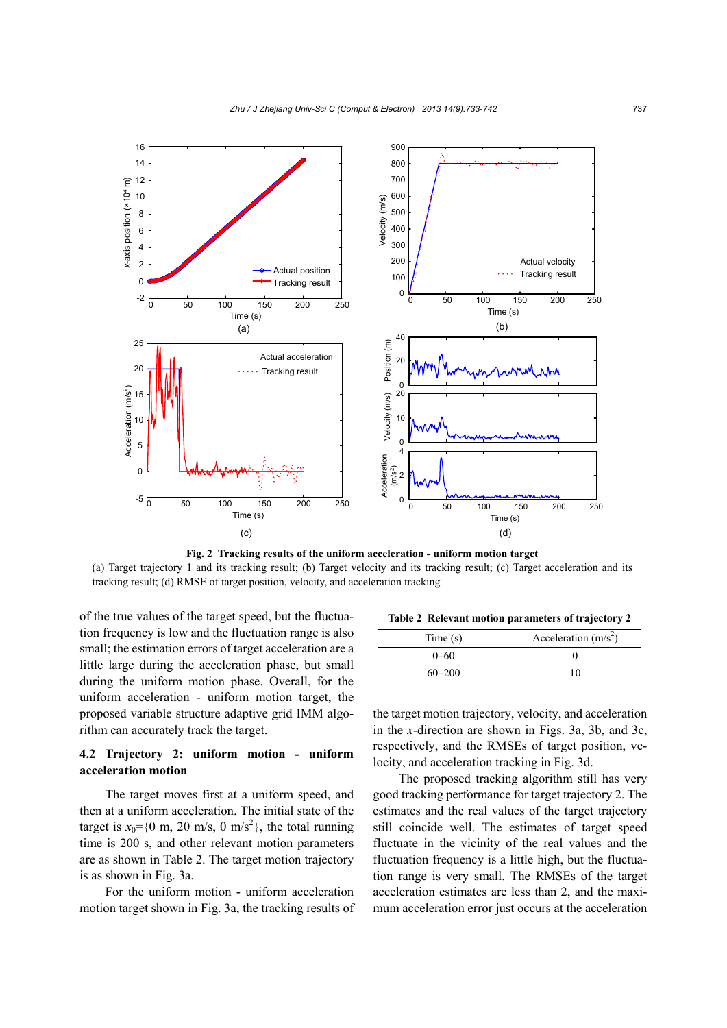**Fig. 2 Tracking results of the uniform acceleration - uniform motion target**

(a) Target trajectory 1 and its tracking result; (b) Target velocity and its tracking result; (c) Target acceleration and its tracking result; (d) RMSE of target position, velocity, and acceleration tracking

of the true values of the target speed, but the fluctuation frequency is low and the fluctuation range is also small; the estimation errors of target acceleration are a little large during the acceleration phase, but small during the uniform motion phase. Overall, for the uniform acceleration - uniform motion target, the proposed variable structure adaptive grid IMM algorithm can accurately track the target.

### 4.2 Trajectory 2: uniform motion - uniform acceleration motion

The target moves first at a uniform speed, and then at a uniform acceleration. The initial state of the target is $x_0$={0 m, 20 m/s, 0 m/s$^2$}, the total running time is 200 s, and other relevant motion parameters are as shown in Table 2. The target motion trajectory is as shown in Fig. 3a.

For the uniform motion - uniform acceleration motion target shown in Fig. 3a, the tracking results of

**Table 2 Relevant motion parameters of trajectory 2**

| Time (s) | Acceleration (m/s$^2$) |
|---|---|
| 0–60 | 0 |
| 60–200 | 10 |

the target motion trajectory, velocity, and acceleration in the *x*-direction are shown in Figs. 3a, 3b, and 3c, respectively, and the RMSEs of target position, velocity, and acceleration tracking in Fig. 3d.

The proposed tracking algorithm still has very good tracking performance for target trajectory 2. The estimates and the real values of the target trajectory still coincide well. The estimates of target speed fluctuate in the vicinity of the real values and the fluctuation frequency is a little high, but the fluctuation range is very small. The RMSEs of the target acceleration estimates are less than 2, and the maximum acceleration error just occurs at the acceleration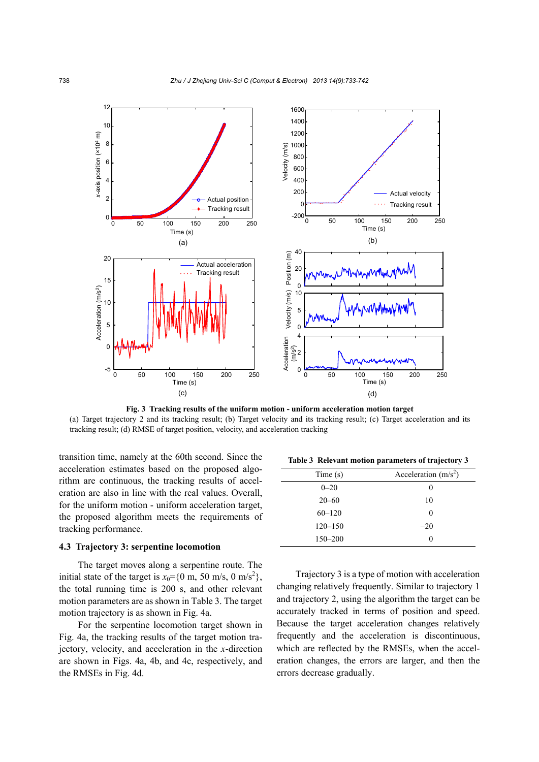**Fig. 3 Tracking results of the uniform motion - uniform acceleration motion target**

(a) Target trajectory 2 and its tracking result; (b) Target velocity and its tracking result; (c) Target acceleration and its tracking result; (d) RMSE of target position, velocity, and acceleration tracking

transition time, namely at the 60th second. Since the acceleration estimates based on the proposed algorithm are continuous, the tracking results of acceleration are also in line with the real values. Overall, for the uniform motion - uniform acceleration target, the proposed algorithm meets the requirements of tracking performance.

### 4.3 Trajectory 3: serpentine locomotion

The target moves along a serpentine route. The initial state of the target is $x_0$={0 m, 50 m/s, 0 m/s$^2$}, the total running time is 200 s, and other relevant motion parameters are as shown in Table 3. The target motion trajectory is as shown in Fig. 4a.

For the serpentine locomotion target shown in Fig. 4a, the tracking results of the target motion trajectory, velocity, and acceleration in the *x*-direction are shown in Figs. 4a, 4b, and 4c, respectively, and the RMSEs in Fig. 4d.

**Table 3 Relevant motion parameters of trajectory 3**

| Time (s) | Acceleration (m/s$^2$) |
|---|---|
| 0–20 | 0 |
| 20–60 | 10 |
| 60–120 | 0 |
| 120–150 | −20 |
| 150–200 | 0 |

Trajectory 3 is a type of motion with acceleration changing relatively frequently. Similar to trajectory 1 and trajectory 2, using the algorithm the target can be accurately tracked in terms of position and speed. Because the target acceleration changes relatively frequently and the acceleration is discontinuous, which are reflected by the RMSEs, when the acceleration changes, the errors are larger, and then the errors decrease gradually.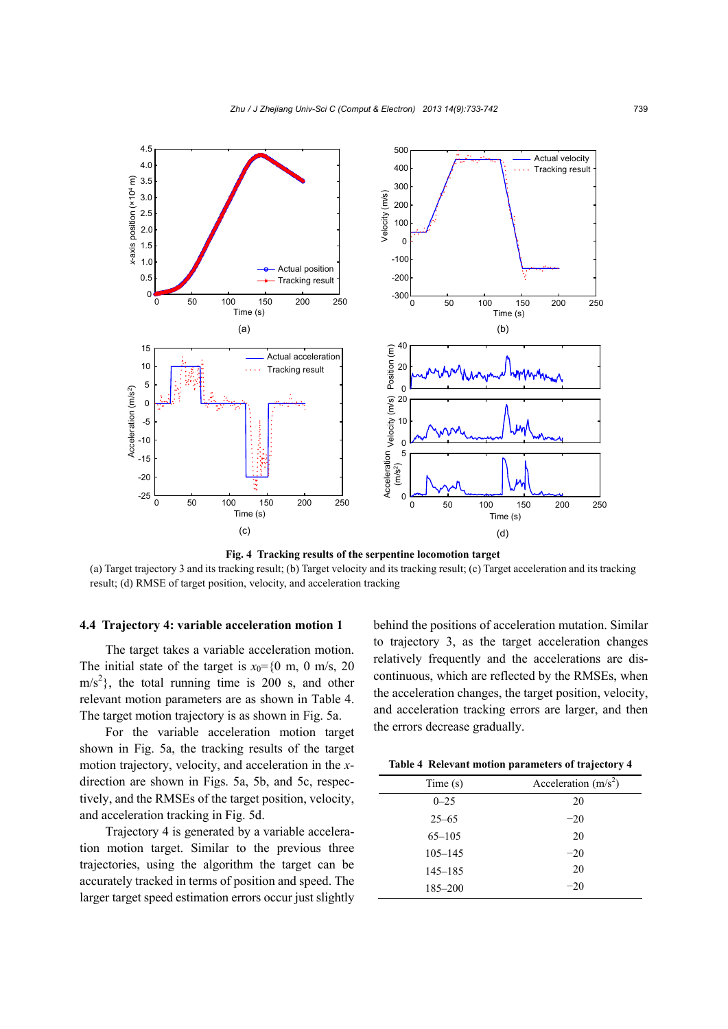**Fig. 4 Tracking results of the serpentine locomotion target**

(a) Target trajectory 3 and its tracking result; (b) Target velocity and its tracking result; (c) Target acceleration and its tracking result; (d) RMSE of target position, velocity, and acceleration tracking

### 4.4 Trajectory 4: variable acceleration motion 1

The target takes a variable acceleration motion. The initial state of the target is $x_0$={0 m, 0 m/s, 20 m/s$^2$}, the total running time is 200 s, and other relevant motion parameters are as shown in Table 4. The target motion trajectory is as shown in Fig. 5a.

For the variable acceleration motion target shown in Fig. 5a, the tracking results of the target motion trajectory, velocity, and acceleration in the *x*-direction are shown in Figs. 5a, 5b, and 5c, respectively, and the RMSEs of the target position, velocity, and acceleration tracking in Fig. 5d.

Trajectory 4 is generated by a variable acceleration motion target. Similar to the previous three trajectories, using the algorithm the target can be accurately tracked in terms of position and speed. The larger target speed estimation errors occur just slightly behind the positions of acceleration mutation. Similar to trajectory 3, as the target acceleration changes relatively frequently and the accelerations are discontinuous, which are reflected by the RMSEs, when the acceleration changes, the target position, velocity, and acceleration tracking errors are larger, and then the errors decrease gradually.

**Table 4 Relevant motion parameters of trajectory 4**

| Time (s) | Acceleration (m/s$^2$) |
|---|---|
| 0–25 | 20 |
| 25–65 | −20 |
| 65–105 | 20 |
| 105–145 | −20 |
| 145–185 | 20 |
| 185–200 | −20 |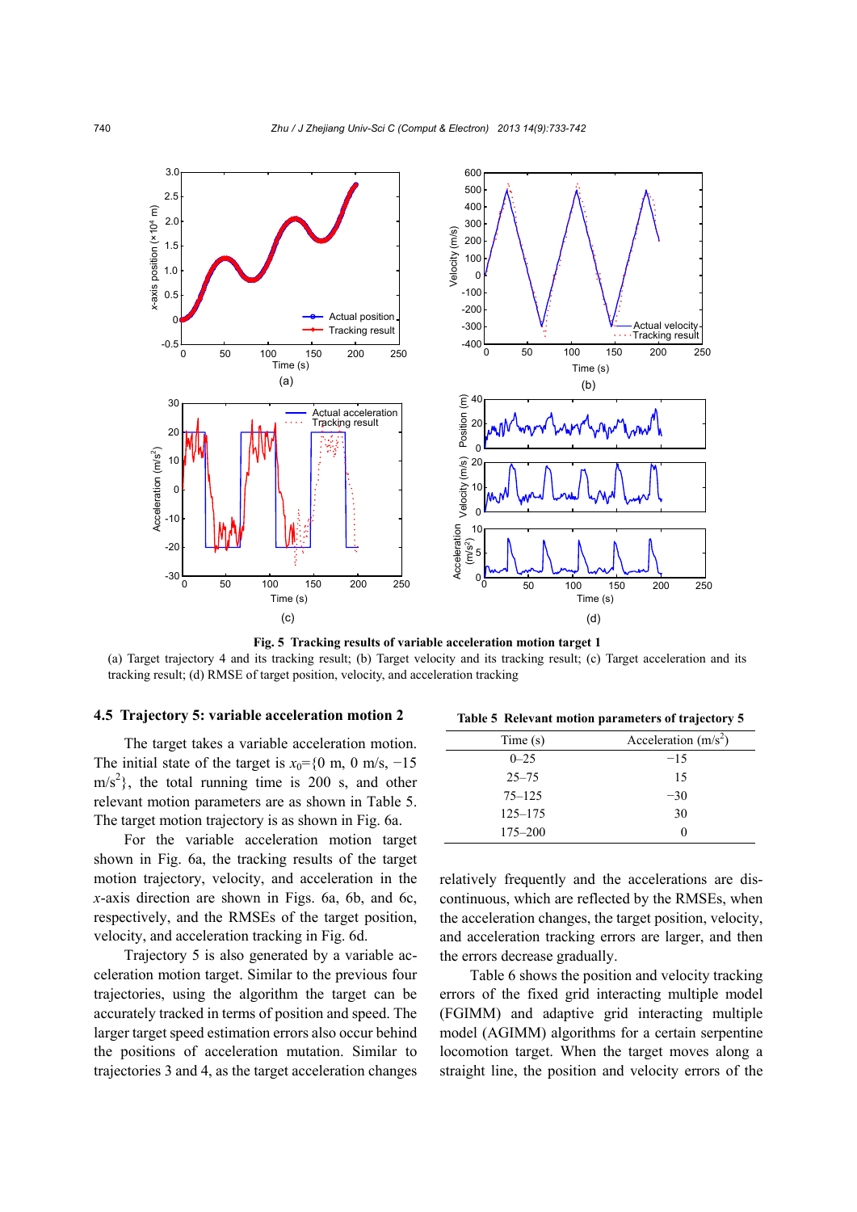**Fig. 5 Tracking results of variable acceleration motion target 1**

(a) Target trajectory 4 and its tracking result; (b) Target velocity and its tracking result; (c) Target acceleration and its tracking result; (d) RMSE of target position, velocity, and acceleration tracking

### 4.5 Trajectory 5: variable acceleration motion 2

The target takes a variable acceleration motion. The initial state of the target is $x_0$={0 m, 0 m/s, −15 m/s$^2$}, the total running time is 200 s, and other relevant motion parameters are as shown in Table 5. The target motion trajectory is as shown in Fig. 6a.

For the variable acceleration motion target shown in Fig. 6a, the tracking results of the target motion trajectory, velocity, and acceleration in the *x*-axis direction are shown in Figs. 6a, 6b, and 6c, respectively, and the RMSEs of the target position, velocity, and acceleration tracking in Fig. 6d.

Trajectory 5 is also generated by a variable acceleration motion target. Similar to the previous four trajectories, using the algorithm the target can be accurately tracked in terms of position and speed. The larger target speed estimation errors also occur behind the positions of acceleration mutation. Similar to trajectories 3 and 4, as the target acceleration changes relatively frequently and the accelerations are discontinuous, which are reflected by the RMSEs, when the acceleration changes, the target position, velocity, and acceleration tracking errors are larger, and then the errors decrease gradually.

**Table 5 Relevant motion parameters of trajectory 5**

| Time (s) | Acceleration (m/s$^2$) |
|---|---|
| 0–25 | −15 |
| 25–75 | 15 |
| 75–125 | −30 |
| 125–175 | 30 |
| 175–200 | 0 |

Table 6 shows the position and velocity tracking errors of the fixed grid interacting multiple model (FGIMM) and adaptive grid interacting multiple model (AGIMM) algorithms for a certain serpentine locomotion target. When the target moves along a straight line, the position and velocity errors of the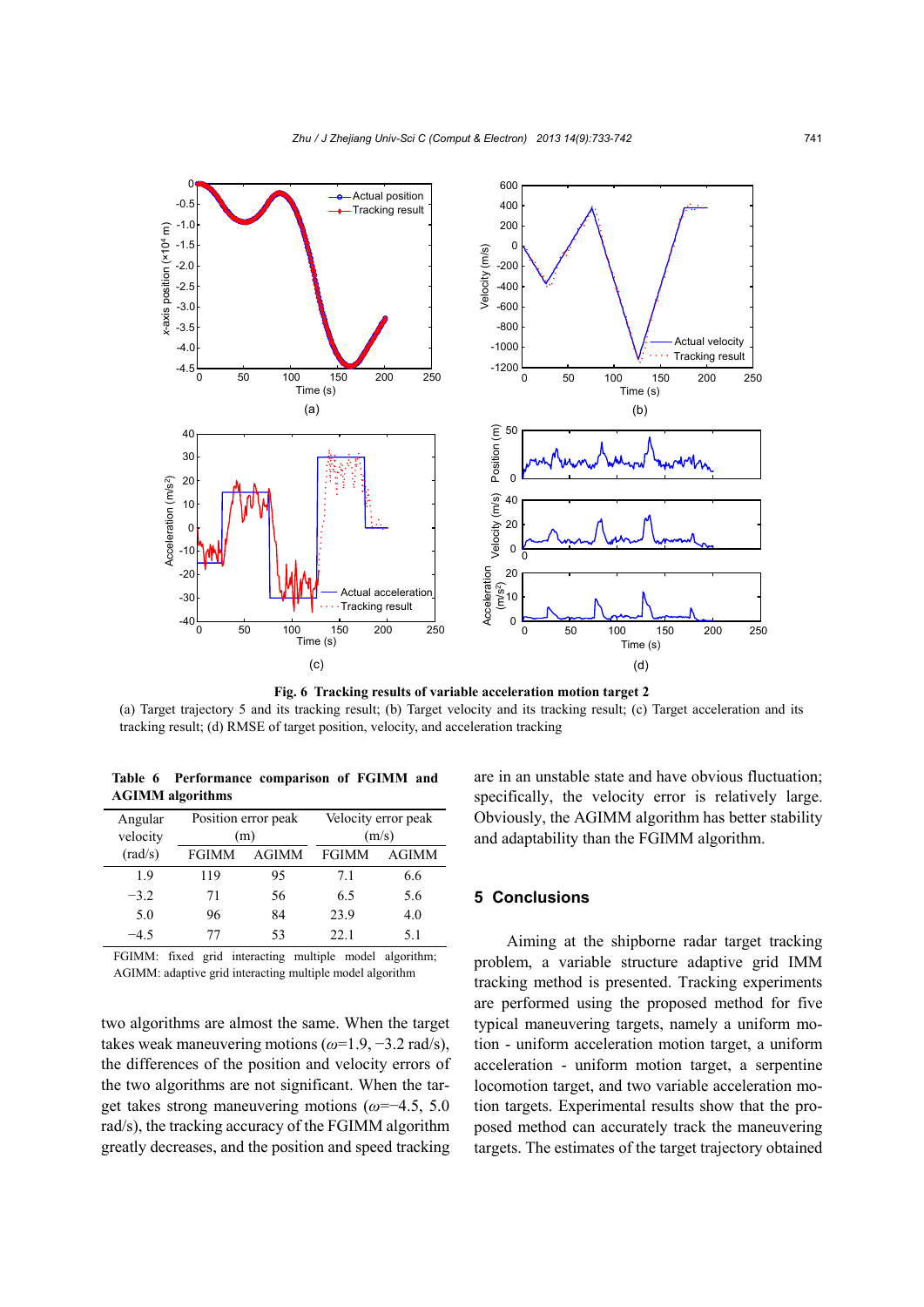**Fig. 6 Tracking results of variable acceleration motion target 2**

(a) Target trajectory 5 and its tracking result; (b) Target velocity and its tracking result; (c) Target acceleration and its tracking result; (d) RMSE of target position, velocity, and acceleration tracking

**Table 6 Performance comparison of FGIMM and AGIMM algorithms**

| Angular velocity (rad/s) | Position error peak (m) | | Velocity error peak (m/s) | |
|---|---|---|---|---|
| | FGIMM | AGIMM | FGIMM | AGIMM |
| 1.9 | 119 | 95 | 7.1 | 6.6 |
| −3.2 | 71 | 56 | 6.5 | 5.6 |
| 5.0 | 96 | 84 | 23.9 | 4.0 |
| −4.5 | 77 | 53 | 22.1 | 5.1 |

FGIMM: fixed grid interacting multiple model algorithm; AGIMM: adaptive grid interacting multiple model algorithm

two algorithms are almost the same. When the target takes weak maneuvering motions ($\omega$=1.9, −3.2 rad/s), the differences of the position and velocity errors of the two algorithms are not significant. When the target takes strong maneuvering motions ($\omega$=−4.5, 5.0 rad/s), the tracking accuracy of the FGIMM algorithm greatly decreases, and the position and speed tracking are in an unstable state and have obvious fluctuation; specifically, the velocity error is relatively large. Obviously, the AGIMM algorithm has better stability and adaptability than the FGIMM algorithm.

## 5 Conclusions

Aiming at the shipborne radar target tracking problem, a variable structure adaptive grid IMM tracking method is presented. Tracking experiments are performed using the proposed method for five typical maneuvering targets, namely a uniform motion - uniform acceleration motion target, a uniform acceleration - uniform motion target, a serpentine locomotion target, and two variable acceleration motion targets. Experimental results show that the proposed method can accurately track the maneuvering targets. The estimates of the target trajectory obtained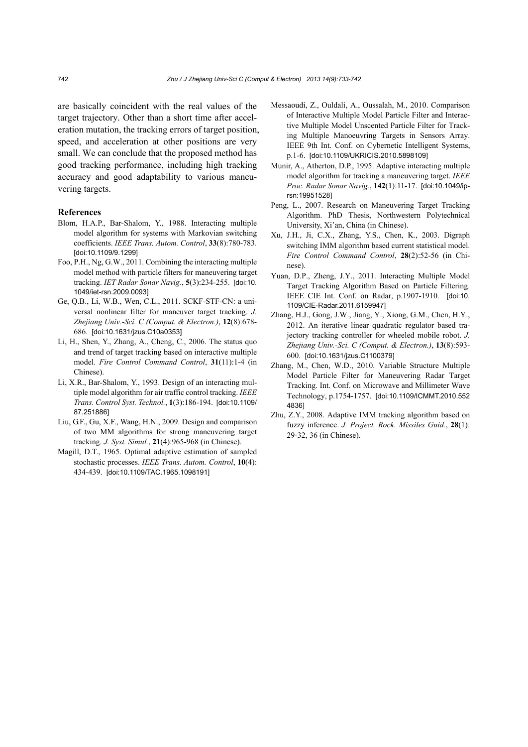are basically coincident with the real values of the target trajectory. Other than a short time after acceleration mutation, the tracking errors of target position, speed, and acceleration at other positions are very small. We can conclude that the proposed method has good tracking performance, including high tracking accuracy and good adaptability to various maneuvering targets.

## References

Blom, H.A.P., Bar-Shalom, Y., 1988. Interacting multiple model algorithm for systems with Markovian switching coefficients. *IEEE Trans. Autom. Control*, **33**(8):780-783. [doi:10.1109/9.1299]

Foo, P.H., Ng, G.W., 2011. Combining the interacting multiple model method with particle filters for maneuvering target tracking. *IET Radar Sonar Navig.*, **5**(3):234-255. [doi:10.1049/iet-rsn.2009.0093]

Ge, Q.B., Li, W.B., Wen, C.L., 2011. SCKF-STF-CN: a universal nonlinear filter for maneuver target tracking. *J. Zhejiang Univ.-Sci. C (Comput. & Electron.)*, **12**(8):678-686. [doi:10.1631/jzus.C10a0353]

Li, H., Shen, Y., Zhang, A., Cheng, C., 2006. The status quo and trend of target tracking based on interactive multiple model. *Fire Control Command Control*, **31**(11):1-4 (in Chinese).

Li, X.R., Bar-Shalom, Y., 1993. Design of an interacting multiple model algorithm for air traffic control tracking. *IEEE Trans. Control Syst. Technol.*, **1**(3):186-194. [doi:10.1109/87.251886]

Liu, G.F., Gu, X.F., Wang, H.N., 2009. Design and comparison of two MM algorithms for strong maneuvering target tracking. *J. Syst. Simul.*, **21**(4):965-968 (in Chinese).

Magill, D.T., 1965. Optimal adaptive estimation of sampled stochastic processes. *IEEE Trans. Autom. Control*, **10**(4): 434-439. [doi:10.1109/TAC.1965.1098191]

Messaoudi, Z., Ouldali, A., Oussalah, M., 2010. Comparison of Interactive Multiple Model Particle Filter and Interactive Multiple Model Unscented Particle Filter for Tracking Multiple Manoeuvring Targets in Sensors Array. IEEE 9th Int. Conf. on Cybernetic Intelligent Systems, p.1-6. [doi:10.1109/UKRICIS.2010.5898109]

Munir, A., Atherton, D.P., 1995. Adaptive interacting multiple model algorithm for tracking a maneuvering target. *IEEE Proc. Radar Sonar Navig.*, **142**(1):11-17. [doi:10.1049/ip-rsn:19951528]

Peng, L., 2007. Research on Maneuvering Target Tracking Algorithm. PhD Thesis, Northwestern Polytechnical University, Xi'an, China (in Chinese).

Xu, J.H., Ji, C.X., Zhang, Y.S., Chen, K., 2003. Digraph switching IMM algorithm based current statistical model. *Fire Control Command Control*, **28**(2):52-56 (in Chinese).

Yuan, D.P., Zheng, J.Y., 2011. Interacting Multiple Model Target Tracking Algorithm Based on Particle Filtering. IEEE CIE Int. Conf. on Radar, p.1907-1910. [doi:10.1109/CIE-Radar.2011.6159947]

Zhang, H.J., Gong, J.W., Jiang, Y., Xiong, G.M., Chen, H.Y., 2012. An iterative linear quadratic regulator based trajectory tracking controller for wheeled mobile robot. *J. Zhejiang Univ.-Sci. C (Comput. & Electron.)*, **13**(8):593-600. [doi:10.1631/jzus.C1100379]

Zhang, M., Chen, W.D., 2010. Variable Structure Multiple Model Particle Filter for Maneuvering Radar Target Tracking. Int. Conf. on Microwave and Millimeter Wave Technology, p.1754-1757. [doi:10.1109/ICMMT.2010.5524836]

Zhu, Z.Y., 2008. Adaptive IMM tracking algorithm based on fuzzy inference. *J. Project. Rock. Missiles Guid.*, **28**(1): 29-32, 36 (in Chinese).